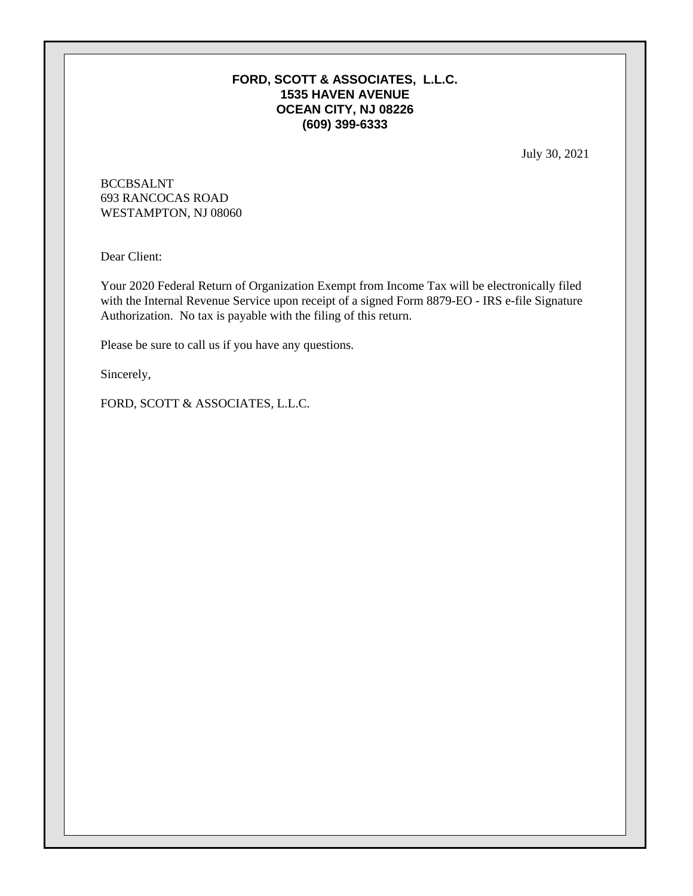**FORD, SCOTT & ASSOCIATES, L.L.C.**
**1535 HAVEN AVENUE**
**OCEAN CITY, NJ 08226**
**(609) 399-6333**

July 30, 2021

BCCBSALNT
693 RANCOCAS ROAD
WESTAMPTON, NJ 08060

Dear Client:

Your 2020 Federal Return of Organization Exempt from Income Tax will be electronically filed with the Internal Revenue Service upon receipt of a signed Form 8879-EO - IRS e-file Signature Authorization. No tax is payable with the filing of this return.

Please be sure to call us if you have any questions.

Sincerely,

FORD, SCOTT & ASSOCIATES, L.L.C.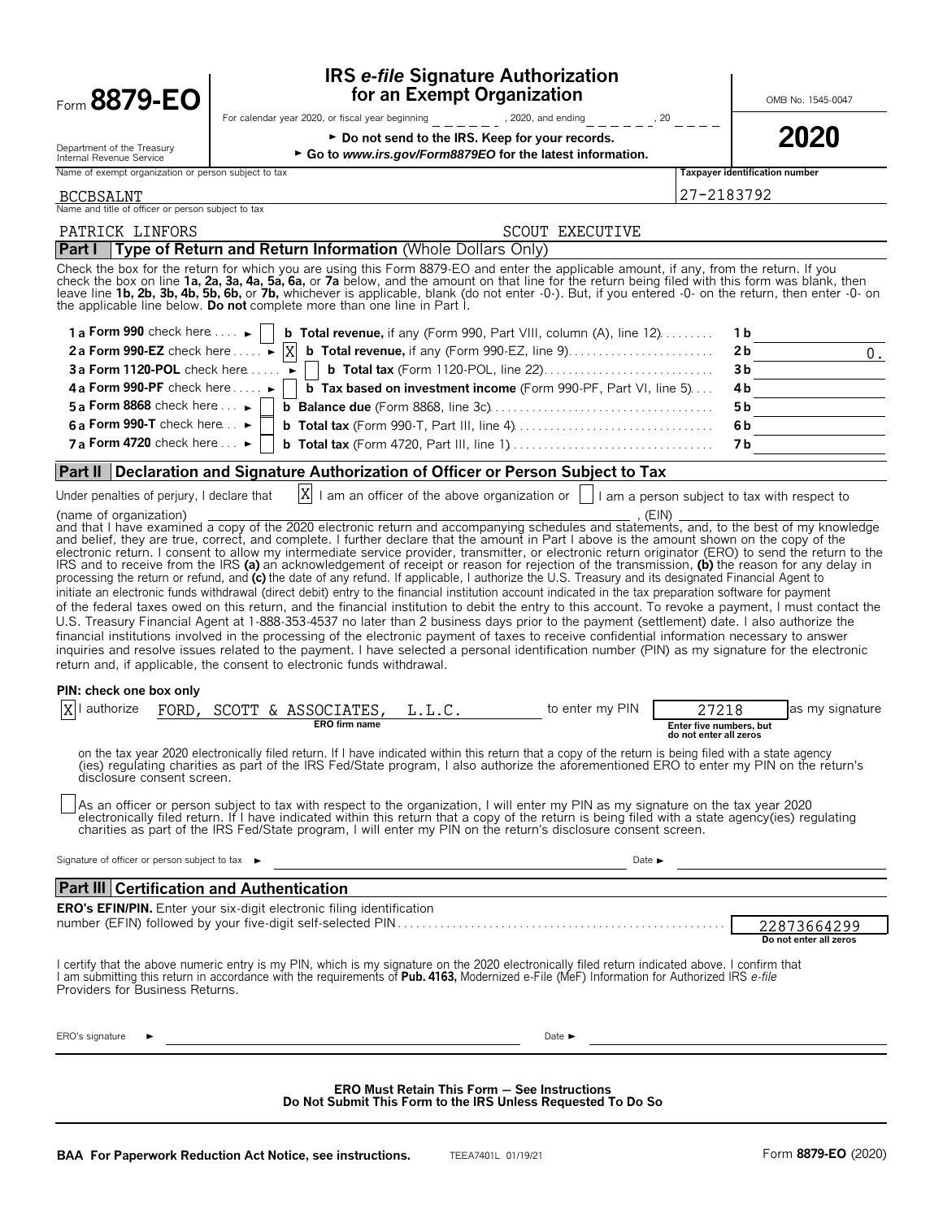Form **8879-EO**

Department of the Treasury
Internal Revenue Service

# IRS *e-file* Signature Authorization for an Exempt Organization

For calendar year 2020, or fiscal year beginning ______, 2020, and ending ______, 20____

► Do not send to the IRS. Keep for your records.

► Go to *www.irs.gov/Form8879EO* for the latest information.

OMB No. 1545-0047

**2020**

Name of exempt organization or person subject to tax: BCCBSALNT

Taxpayer identification number: 27-2183792

Name and title of officer or person subject to tax: PATRICK LINFORS — SCOUT EXECUTIVE

## Part I — Type of Return and Return Information (Whole Dollars Only)

Check the box for the return for which you are using this Form 8879-EO and enter the applicable amount, if any, from the return. If you check the box on line **1a, 2a, 3a, 4a, 5a, 6a,** or **7a** below, and the amount on that line for the return being filed with this form was blank, then leave line **1b, 2b, 3b, 4b, 5b, 6b,** or **7b,** whichever is applicable, blank (do not enter -0-). But, if you entered -0- on the return, then enter -0- on the applicable line below. **Do not** complete more than one line in Part I.

| Line | Check | Description | Line | Amount |
|---|---|---|---|---|
| **1 a Form 990** check here ► | [ ] | **b Total revenue,** if any (Form 990, Part VIII, column (A), line 12) | 1 b | |
| **2 a Form 990-EZ** check here ► | [X] | **b Total revenue,** if any (Form 990-EZ, line 9) | 2 b | 0. |
| **3 a Form 1120-POL** check here ► | [ ] | **b Total tax** (Form 1120-POL, line 22) | 3 b | |
| **4 a Form 990-PF** check here ► | [ ] | **b Tax based on investment income** (Form 990-PF, Part VI, line 5) | 4 b | |
| **5 a Form 8868** check here ► | [ ] | **b Balance due** (Form 8868, line 3c) | 5 b | |
| **6 a Form 990-T** check here ► | [ ] | **b Total tax** (Form 990-T, Part III, line 4) | 6 b | |
| **7 a Form 4720** check here ► | [ ] | **b Total tax** (Form 4720, Part III, line 1) | 7 b | |

## Part II — Declaration and Signature Authorization of Officer or Person Subject to Tax

Under penalties of perjury, I declare that [X] I am an officer of the above organization or [ ] I am a person subject to tax with respect to (name of organization) ____________________, (EIN) ____________ and that I have examined a copy of the 2020 electronic return and accompanying schedules and statements, and, to the best of my knowledge and belief, they are true, correct, and complete. I further declare that the amount in Part I above is the amount shown on the copy of the electronic return. I consent to allow my intermediate service provider, transmitter, or electronic return originator (ERO) to send the return to the IRS and to receive from the IRS **(a)** an acknowledgement of receipt or reason for rejection of the transmission, **(b)** the reason for any delay in processing the return or refund, and **(c)** the date of any refund. If applicable, I authorize the U.S. Treasury and its designated Financial Agent to initiate an electronic funds withdrawal (direct debit) entry to the financial institution account indicated in the tax preparation software for payment of the federal taxes owed on this return, and the financial institution to debit the entry to this account. To revoke a payment, I must contact the U.S. Treasury Financial Agent at 1-888-353-4537 no later than 2 business days prior to the payment (settlement) date. I also authorize the financial institutions involved in the processing of the electronic payment of taxes to receive confidential information necessary to answer inquiries and resolve issues related to the payment. I have selected a personal identification number (PIN) as my signature for the electronic return and, if applicable, the consent to electronic funds withdrawal.

**PIN: check one box only**

[X] I authorize FORD, SCOTT & ASSOCIATES, L.L.C. (ERO firm name) to enter my PIN 27218 (Enter five numbers, but do not enter all zeros) as my signature on the tax year 2020 electronically filed return. If I have indicated within this return that a copy of the return is being filed with a state agency (ies) regulating charities as part of the IRS Fed/State program, I also authorize the aforementioned ERO to enter my PIN on the return's disclosure consent screen.

[ ] As an officer or person subject to tax with respect to the organization, I will enter my PIN as my signature on the tax year 2020 electronically filed return. If I have indicated within this return that a copy of the return is being filed with a state agency(ies) regulating charities as part of the IRS Fed/State program, I will enter my PIN on the return's disclosure consent screen.

Signature of officer or person subject to tax ► ______________________ Date ► ____________

## Part III — Certification and Authentication

**ERO's EFIN/PIN.** Enter your six-digit electronic filing identification number (EFIN) followed by your five-digit self-selected PIN: 22873664299 (Do not enter all zeros)

I certify that the above numeric entry is my PIN, which is my signature on the 2020 electronically filed return indicated above. I confirm that I am submitting this return in accordance with the requirements of **Pub. 4163,** Modernized e-File (MeF) Information for Authorized IRS *e-file* Providers for Business Returns.

ERO's signature ► ______________________ Date ► ____________

**ERO Must Retain This Form — See Instructions**
**Do Not Submit This Form to the IRS Unless Requested To Do So**

**BAA For Paperwork Reduction Act Notice, see instructions.** TEEA7401L 01/19/21 Form **8879-EO** (2020)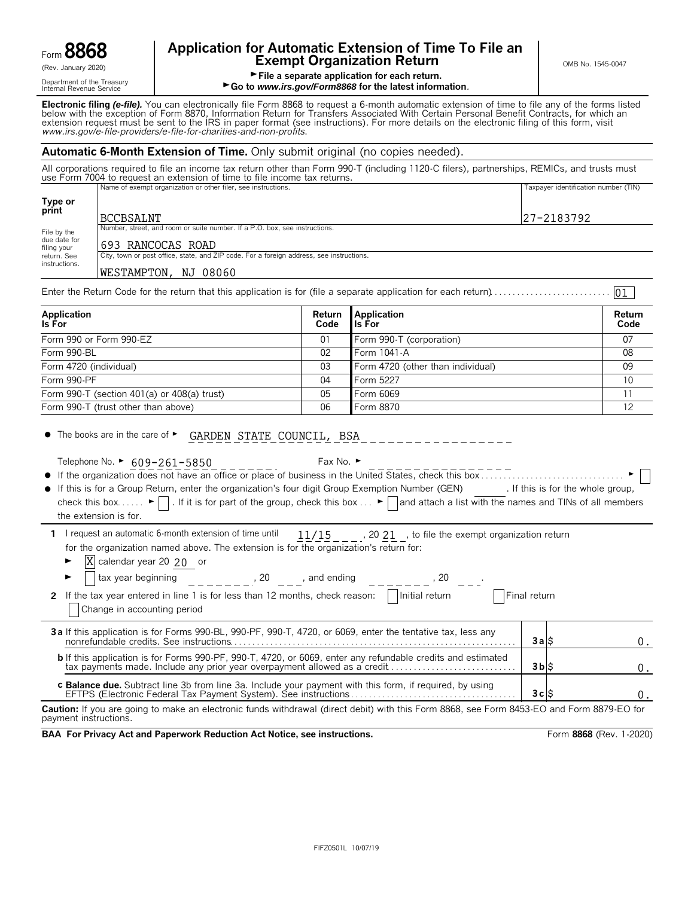Form **8868** (Rev. January 2020)

Department of the Treasury
Internal Revenue Service

# Application for Automatic Extension of Time To File an Exempt Organization Return

► File a separate application for each return.
► Go to *www.irs.gov/Form8868* for the latest information.

OMB No. 1545-0047

**Electronic filing *(e-file).*** You can electronically file Form 8868 to request a 6-month automatic extension of time to file any of the forms listed below with the exception of Form 8870, Information Return for Transfers Associated With Certain Personal Benefit Contracts, for which an extension request must be sent to the IRS in paper format (see instructions). For more details on the electronic filing of this form, visit *www.irs.gov/e-file-providers/e-file-for-charities-and-non-profits.*

## Automatic 6-Month Extension of Time. Only submit original (no copies needed).

All corporations required to file an income tax return other than Form 990-T (including 1120-C filers), partnerships, REMICs, and trusts must use Form 7004 to request an extension of time to file income tax returns.

**Type or print**

File by the due date for filing your return. See instructions.

Name of exempt organization or other filer, see instructions: BCCBSALNT

Taxpayer identification number (TIN): 27-2183792

Number, street, and room or suite number. If a P.O. box, see instructions: 693 RANCOCAS ROAD

City, town or post office, state, and ZIP code. For a foreign address, see instructions: WESTAMPTON, NJ 08060

Enter the Return Code for the return that this application is for (file a separate application for each return) . . . . . . 01

| Application Is For | Return Code | Application Is For | Return Code |
|---|---|---|---|
| Form 990 or Form 990-EZ | 01 | Form 990-T (corporation) | 07 |
| Form 990-BL | 02 | Form 1041-A | 08 |
| Form 4720 (individual) | 03 | Form 4720 (other than individual) | 09 |
| Form 990-PF | 04 | Form 5227 | 10 |
| Form 990-T (section 401(a) or 408(a) trust) | 05 | Form 6069 | 11 |
| Form 990-T (trust other than above) | 06 | Form 8870 | 12 |

- The books are in the care of ► GARDEN STATE COUNCIL, BSA

  Telephone No. ► 609-261-5850 Fax No. ►

- If the organization does not have an office or place of business in the United States, check this box . . . . . . ► ☐
- If this is for a Group Return, enter the organization's four digit Group Exemption Number (GEN) ______ . If this is for the whole group, check this box . . . . . ► ☐ . If it is for part of the group, check this box . . . ► ☐ and attach a list with the names and TINs of all members the extension is for.

**1** I request an automatic 6-month extension of time until 11/15, 20 21, to file the exempt organization return for the organization named above. The extension is for the organization's return for:

► ☒ calendar year 20 20 or

► ☐ tax year beginning ________, 20 ___, and ending ________, 20 ___.

**2** If the tax year entered in line 1 is for less than 12 months, check reason: ☐ Initial return ☐ Final return ☐ Change in accounting period

| | | |
|---|---|---|
| **3a** If this application is for Forms 990-BL, 990-PF, 990-T, 4720, or 6069, enter the tentative tax, less any nonrefundable credits. See instructions . . . . . . | **3a** $ | 0. |
| **b** If this application is for Forms 990-PF, 990-T, 4720, or 6069, enter any refundable credits and estimated tax payments made. Include any prior year overpayment allowed as a credit . . . . . . | **3b** $ | 0. |
| **c Balance due.** Subtract line 3b from line 3a. Include your payment with this form, if required, by using EFTPS (Electronic Federal Tax Payment System). See instructions . . . . . . | **3c** $ | 0. |

**Caution:** If you are going to make an electronic funds withdrawal (direct debit) with this Form 8868, see Form 8453-EO and Form 8879-EO for payment instructions.

**BAA For Privacy Act and Paperwork Reduction Act Notice, see instructions.** Form **8868** (Rev. 1-2020)

FIFZ0501L 10/07/19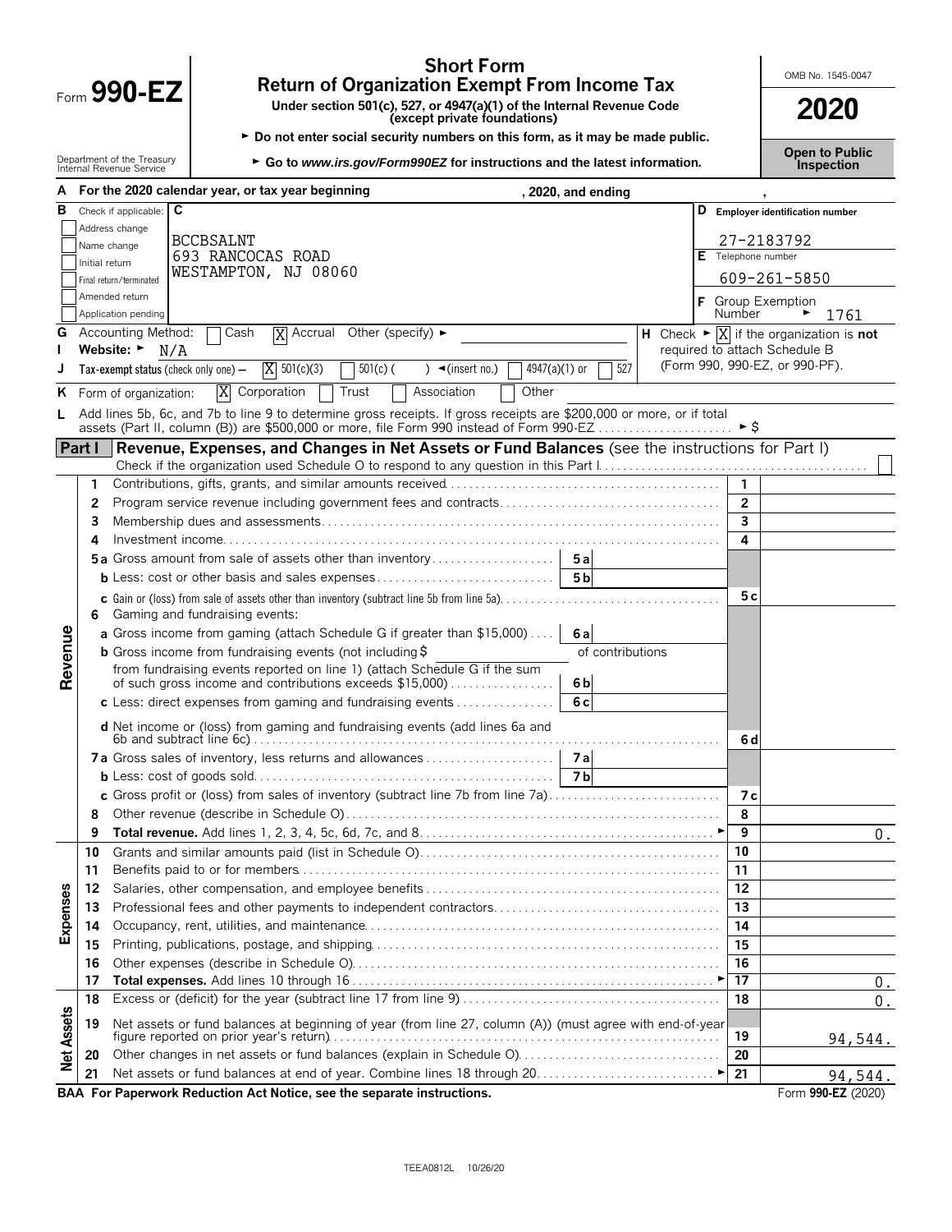# Form 990-EZ

## Short Form
## Return of Organization Exempt From Income Tax

**Under section 501(c), 527, or 4947(a)(1) of the Internal Revenue Code (except private foundations)**

► Do not enter social security numbers on this form, as it may be made public.

► Go to *www.irs.gov/Form990EZ* for instructions and the latest information.

Department of the Treasury
Internal Revenue Service

OMB No. 1545-0047

**2020**

**Open to Public Inspection**

**A** For the 2020 calendar year, or tax year beginning , 2020, and ending ,

**B** Check if applicable:
- [ ] Address change
- [ ] Name change
- [ ] Initial return
- [ ] Final return/terminated
- [ ] Amended return
- [ ] Application pending

**C**
BCCBSALNT
693 RANCOCAS ROAD
WESTAMPTON, NJ 08060

**D** Employer identification number: 27-2183792

**E** Telephone number: 609-261-5850

**F** Group Exemption Number ► 1761

**G** Accounting Method: [ ] Cash [X] Accrual Other (specify) ►

**H** Check ► [X] if the organization is **not** required to attach Schedule B (Form 990, 990-EZ, or 990-PF).

**I** Website: ► N/A

**J** Tax-exempt status (check only one) — [X] 501(c)(3) [ ] 501(c) ( ) ◄(insert no.) [ ] 4947(a)(1) or [ ] 527

**K** Form of organization: [X] Corporation [ ] Trust [ ] Association [ ] Other

**L** Add lines 5b, 6c, and 7b to line 9 to determine gross receipts. If gross receipts are $200,000 or more, or if total assets (Part II, column (B)) are $500,000 or more, file Form 990 instead of Form 990-EZ ► $

## Part I — Revenue, Expenses, and Changes in Net Assets or Fund Balances (see the instructions for Part I)

Check if the organization used Schedule O to respond to any question in this Part I [ ]

| Section | Line | Description | Sub-line | Sub-amount | Line | Amount |
|---|---|---|---|---|---|---|
| Revenue | 1 | Contributions, gifts, grants, and similar amounts received | | | 1 | |
| | 2 | Program service revenue including government fees and contracts | | | 2 | |
| | 3 | Membership dues and assessments | | | 3 | |
| | 4 | Investment income | | | 4 | |
| | 5a | Gross amount from sale of assets other than inventory | 5a | | | |
| | b | Less: cost or other basis and sales expenses | 5b | | | |
| | c | Gain or (loss) from sale of assets other than inventory (subtract line 5b from line 5a) | | | 5c | |
| | 6 | Gaming and fundraising events: | | | | |
| | a | Gross income from gaming (attach Schedule G if greater than $15,000) | 6a | | | |
| | b | Gross income from fundraising events (not including $ of contributions from fundraising events reported on line 1) (attach Schedule G if the sum of such gross income and contributions exceeds $15,000) | 6b | | | |
| | c | Less: direct expenses from gaming and fundraising events | 6c | | | |
| | d | Net income or (loss) from gaming and fundraising events (add lines 6a and 6b and subtract line 6c) | | | 6d | |
| | 7a | Gross sales of inventory, less returns and allowances | 7a | | | |
| | b | Less: cost of goods sold | 7b | | | |
| | c | Gross profit or (loss) from sales of inventory (subtract line 7b from line 7a) | | | 7c | |
| | 8 | Other revenue (describe in Schedule O) | | | 8 | |
| | 9 | **Total revenue.** Add lines 1, 2, 3, 4, 5c, 6d, 7c, and 8 ► | | | 9 | 0. |
| Expenses | 10 | Grants and similar amounts paid (list in Schedule O) | | | 10 | |
| | 11 | Benefits paid to or for members | | | 11 | |
| | 12 | Salaries, other compensation, and employee benefits | | | 12 | |
| | 13 | Professional fees and other payments to independent contractors | | | 13 | |
| | 14 | Occupancy, rent, utilities, and maintenance | | | 14 | |
| | 15 | Printing, publications, postage, and shipping | | | 15 | |
| | 16 | Other expenses (describe in Schedule O) | | | 16 | |
| | 17 | **Total expenses.** Add lines 10 through 16 ► | | | 17 | 0. |
| Net Assets | 18 | Excess or (deficit) for the year (subtract line 17 from line 9) | | | 18 | 0. |
| | 19 | Net assets or fund balances at beginning of year (from line 27, column (A)) (must agree with end-of-year figure reported on prior year's return) | | | 19 | 94,544. |
| | 20 | Other changes in net assets or fund balances (explain in Schedule O) | | | 20 | |
| | 21 | Net assets or fund balances at end of year. Combine lines 18 through 20 ► | | | 21 | 94,544. |

**BAA For Paperwork Reduction Act Notice, see the separate instructions.** Form **990-EZ** (2020)

TEEA0812L 10/26/20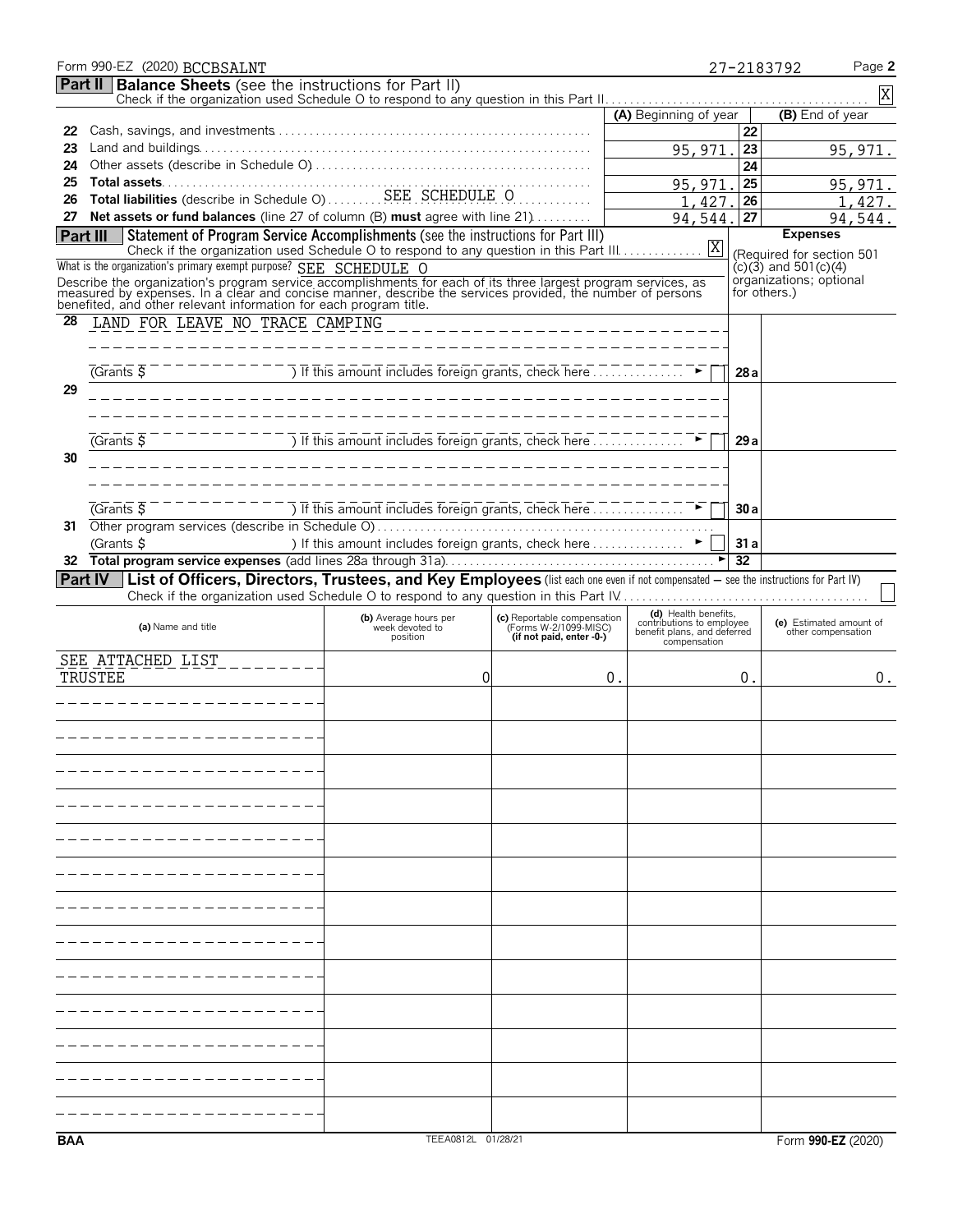Form 990-EZ (2020) BCCBSALNT 27-2183792

## Part II Balance Sheets (see the instructions for Part II)

Check if the organization used Schedule O to respond to any question in this Part II. [X]

| | | (A) Beginning of year | | (B) End of year |
|---|---|---|---|---|
| 22 | Cash, savings, and investments | | 22 | |
| 23 | Land and buildings | 95,971. | 23 | 95,971. |
| 24 | Other assets (describe in Schedule O) | | 24 | |
| 25 | **Total assets** | 95,971. | 25 | 95,971. |
| 26 | **Total liabilities** (describe in Schedule O) SEE SCHEDULE O | 1,427. | 26 | 1,427. |
| 27 | **Net assets or fund balances** (line 27 of column (B) **must** agree with line 21) | 94,544. | 27 | 94,544. |

## Part III Statement of Program Service Accomplishments (see the instructions for Part III)

Check if the organization used Schedule O to respond to any question in this Part III [X]

What is the organization's primary exempt purpose? SEE SCHEDULE O

Describe the organization's program service accomplishments for each of its three largest program services, as measured by expenses. In a clear and concise manner, describe the services provided, the number of persons benefited, and other relevant information for each program title.

**Expenses** (Required for section 501(c)(3) and 501(c)(4) organizations; optional for others.)

| | | | |
|---|---|---|---|
| 28 | LAND FOR LEAVE NO TRACE CAMPING | | |
| | (Grants $ ) If this amount includes foreign grants, check here [ ] | 28a | |
| 29 | | | |
| | (Grants $ ) If this amount includes foreign grants, check here [ ] | 29a | |
| 30 | | | |
| | (Grants $ ) If this amount includes foreign grants, check here [ ] | 30a | |
| 31 | Other program services (describe in Schedule O) | | |
| | (Grants $ ) If this amount includes foreign grants, check here [ ] | 31a | |
| 32 | **Total program service expenses** (add lines 28a through 31a) | 32 | |

## Part IV List of Officers, Directors, Trustees, and Key Employees (list each one even if not compensated — see the instructions for Part IV)

Check if the organization used Schedule O to respond to any question in this Part IV [ ]

| (a) Name and title | (b) Average hours per week devoted to position | (c) Reportable compensation (Forms W-2/1099-MISC) (if not paid, enter -0-) | (d) Health benefits, contributions to employee benefit plans, and deferred compensation | (e) Estimated amount of other compensation |
|---|---|---|---|---|
| SEE ATTACHED LIST<br>TRUSTEE | 0 | 0. | 0. | 0. |
| | | | | |
| | | | | |
| | | | | |
| | | | | |
| | | | | |
| | | | | |
| | | | | |
| | | | | |
| | | | | |
| | | | | |
| | | | | |
| | | | | |
| | | | | |

BAA TEEA0812L 01/28/21 Form **990-EZ** (2020)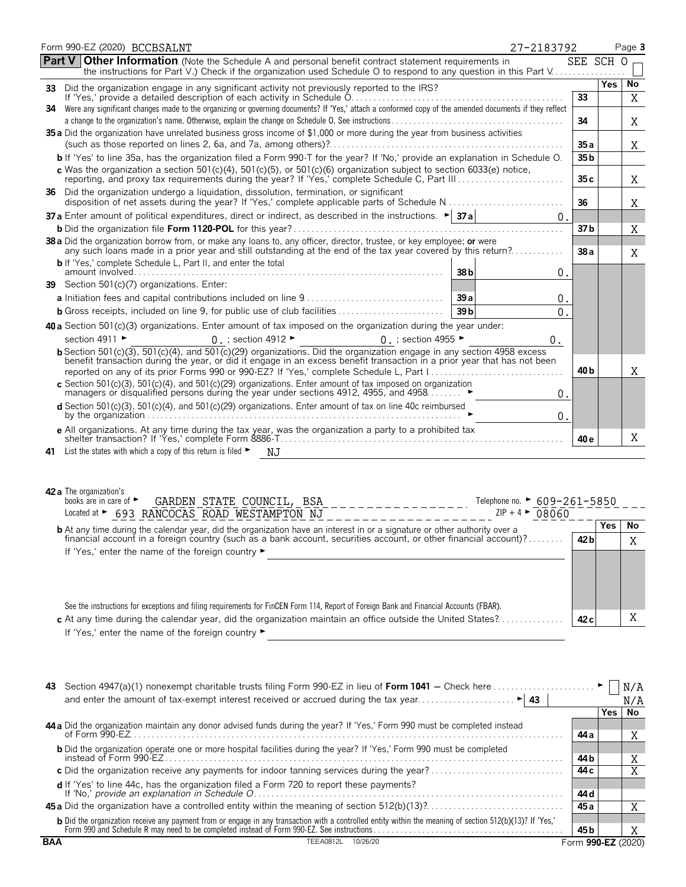Form 990-EZ (2020) BCCBSALNT 27-2183792 Page 3

## Part V Other Information

(Note the Schedule A and personal benefit contract statement requirements in the instructions for Part V.) Check if the organization used Schedule O to respond to any question in this Part V SEE SCH O ☐

| | | | Yes | No |
|---|---|---|---|---|
| 33 | Did the organization engage in any significant activity not previously reported to the IRS? If 'Yes,' provide a detailed description of each activity in Schedule O | 33 | | X |
| 34 | Were any significant changes made to the organizing or governing documents? If 'Yes,' attach a conformed copy of the amended documents if they reflect a change to the organization's name. Otherwise, explain the change on Schedule O. See instructions | 34 | | X |
| 35 a | Did the organization have unrelated business gross income of $1,000 or more during the year from business activities (such as those reported on lines 2, 6a, and 7a, among others)? | 35 a | | X |
| b | If 'Yes' to line 35a, has the organization filed a Form 990-T for the year? If 'No,' provide an explanation in Schedule O. | 35 b | | |
| c | Was the organization a section 501(c)(4), 501(c)(5), or 501(c)(6) organization subject to section 6033(e) notice, reporting, and proxy tax requirements during the year? If 'Yes,' complete Schedule C, Part III | 35 c | | X |
| 36 | Did the organization undergo a liquidation, dissolution, termination, or significant disposition of net assets during the year? If 'Yes,' complete applicable parts of Schedule N | 36 | | X |
| 37 a | Enter amount of political expenditures, direct or indirect, as described in the instructions. ► 37 a 0. | | | |
| b | Did the organization file **Form 1120-POL** for this year? | 37 b | | X |
| 38 a | Did the organization borrow from, or make any loans to, any officer, director, trustee, or key employee; **or** were any such loans made in a prior year and still outstanding at the end of the tax year covered by this return? | 38 a | | X |
| b | If 'Yes,' complete Schedule L, Part II, and enter the total amount involved 38 b 0. | | | |
| 39 | Section 501(c)(7) organizations. Enter: | | | |
| a | Initiation fees and capital contributions included on line 9 39 a 0. | | | |
| b | Gross receipts, included on line 9, for public use of club facilities 39 b 0. | | | |
| 40 a | Section 501(c)(3) organizations. Enter amount of tax imposed on the organization during the year under: section 4911 ► 0. ; section 4912 ► 0. ; section 4955 ► 0. | | | |
| b | Section 501(c)(3), 501(c)(4), and 501(c)(29) organizations. Did the organization engage in any section 4958 excess benefit transaction during the year, or did it engage in an excess benefit transaction in a prior year that has not been reported on any of its prior Forms 990 or 990-EZ? If 'Yes,' complete Schedule L, Part I | 40 b | | X |
| c | Section 501(c)(3), 501(c)(4), and 501(c)(29) organizations. Enter amount of tax imposed on organization managers or disqualified persons during the year under sections 4912, 4955, and 4958 ► 0. | | | |
| d | Section 501(c)(3), 501(c)(4), and 501(c)(29) organizations. Enter amount of tax on line 40c reimbursed by the organization ► 0. | | | |
| e | All organizations. At any time during the tax year, was the organization a party to a prohibited tax shelter transaction? If 'Yes,' complete Form 8886-T | 40 e | | X |

41 List the states with which a copy of this return is filed ► NJ

42 a The organization's books are in care of ► GARDEN STATE COUNCIL, BSA Telephone no. ► 609-261-5850
Located at ► 693 RANCOCAS ROAD WESTAMPTON NJ ZIP + 4 ► 08060

| | | | Yes | No |
|---|---|---|---|---|
| b | At any time during the calendar year, did the organization have an interest in or a signature or other authority over a financial account in a foreign country (such as a bank account, securities account, or other financial account)? If 'Yes,' enter the name of the foreign country ► See the instructions for exceptions and filing requirements for FinCEN Form 114, Report of Foreign Bank and Financial Accounts (FBAR). | 42 b | | X |
| c | At any time during the calendar year, did the organization maintain an office outside the United States? If 'Yes,' enter the name of the foreign country ► | 42 c | | X |

43 Section 4947(a)(1) nonexempt charitable trusts filing Form 990-EZ in lieu of **Form 1041** — Check here ► ☐ N/A
and enter the amount of tax-exempt interest received or accrued during the tax year ► 43 N/A

| | | | Yes | No |
|---|---|---|---|---|
| 44 a | Did the organization maintain any donor advised funds during the year? If 'Yes,' Form 990 must be completed instead of Form 990-EZ | 44 a | | X |
| b | Did the organization operate one or more hospital facilities during the year? If 'Yes,' Form 990 must be completed instead of Form 990-EZ | 44 b | | X |
| c | Did the organization receive any payments for indoor tanning services during the year? | 44 c | | X |
| d | If 'Yes' to line 44c, has the organization filed a Form 720 to report these payments? If 'No,' *provide an explanation in Schedule O* | 44 d | | |
| 45 a | Did the organization have a controlled entity within the meaning of section 512(b)(13)? | 45 a | | X |
| b | Did the organization receive any payment from or engage in any transaction with a controlled entity within the meaning of section 512(b)(13)? If 'Yes,' Form 990 and Schedule R may need to be completed instead of Form 990-EZ. See instructions | 45 b | | X |

BAA TEEA0812L 10/26/20 Form **990-EZ** (2020)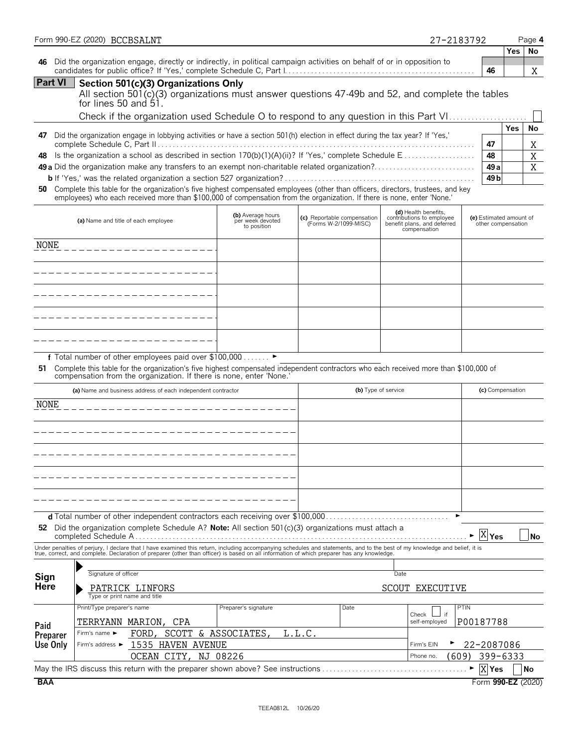Form 990-EZ (2020) BCCBSALNT 27-2183792 Page 4

| | | | Yes | No |
|---|---|---|---|---|
| **46** | Did the organization engage, directly or indirectly, in political campaign activities on behalf of or in opposition to candidates for public office? If 'Yes,' complete Schedule C, Part I | 46 | | X |

## Part VI Section 501(c)(3) Organizations Only

All section 501(c)(3) organizations must answer questions 47-49b and 52, and complete the tables for lines 50 and 51.

Check if the organization used Schedule O to respond to any question in this Part VI ☐

| | | | Yes | No |
|---|---|---|---|---|
| **47** | Did the organization engage in lobbying activities or have a section 501(h) election in effect during the tax year? If 'Yes,' complete Schedule C, Part II | 47 | | X |
| **48** | Is the organization a school as described in section 170(b)(1)(A)(ii)? If 'Yes,' complete Schedule E | 48 | | X |
| **49 a** | Did the organization make any transfers to an exempt non-charitable related organization? | 49a | | X |
| **b** | If 'Yes,' was the related organization a section 527 organization? | 49b | | |

**50** Complete this table for the organization's five highest compensated employees (other than officers, directors, trustees, and key employees) who each received more than $100,000 of compensation from the organization. If there is none, enter 'None.'

| (a) Name and title of each employee | (b) Average hours per week devoted to position | (c) Reportable compensation (Forms W-2/1099-MISC) | (d) Health benefits, contributions to employee benefit plans, and deferred compensation | (e) Estimated amount of other compensation |
|---|---|---|---|---|
| NONE | | | | |
| | | | | |
| | | | | |
| | | | | |
| | | | | |

**f** Total number of other employees paid over $100,000 ►

**51** Complete this table for the organization's five highest compensated independent contractors who each received more than $100,000 of compensation from the organization. If there is none, enter 'None.'

| (a) Name and business address of each independent contractor | (b) Type of service | (c) Compensation |
|---|---|---|
| NONE | | |
| | | |
| | | |
| | | |
| | | |

**d** Total number of other independent contractors each receiving over $100,000 ►

**52** Did the organization complete Schedule A? **Note:** All section 501(c)(3) organizations must attach a completed Schedule A ► ☒ Yes ☐ No

Under penalties of perjury, I declare that I have examined this return, including accompanying schedules and statements, and to the best of my knowledge and belief, it is true, correct, and complete. Declaration of preparer (other than officer) is based on all information of which preparer has any knowledge.

**Sign Here**

Signature of officer | Date

PATRICK LINFORS SCOUT EXECUTIVE
Type or print name and title

**Paid Preparer Use Only**

| Print/Type preparer's name | Preparer's signature | Date | Check ☐ if self-employed | PTIN |
|---|---|---|---|---|
| TERRYANN MARION, CPA | | | | P00187788 |
| Firm's name ► FORD, SCOTT & ASSOCIATES, L.L.C. | | | Firm's EIN ► | 22-2087086 |
| Firm's address ► 1535 HAVEN AVENUE OCEAN CITY, NJ 08226 | | | Phone no. | (609) 399-6333 |

May the IRS discuss this return with the preparer shown above? See instructions ► ☒ Yes ☐ No

BAA Form **990-EZ** (2020)

TEEA0812L 10/26/20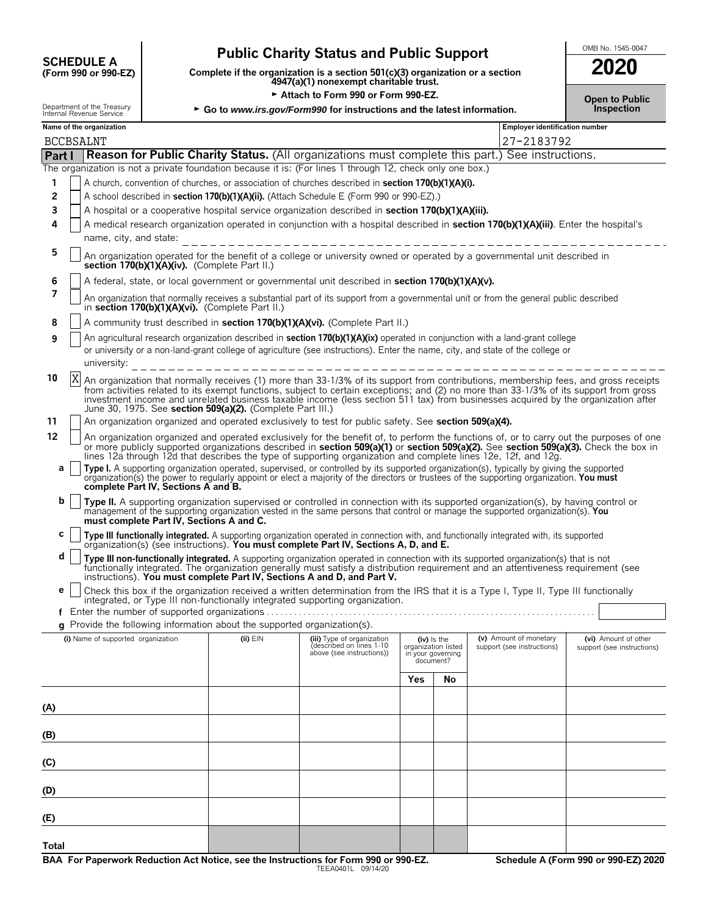**SCHEDULE A**
**(Form 990 or 990-EZ)**

Department of the Treasury
Internal Revenue Service

# Public Charity Status and Public Support

**Complete if the organization is a section 501(c)(3) organization or a section 4947(a)(1) nonexempt charitable trust.**

► **Attach to Form 990 or Form 990-EZ.**

► **Go to www.irs.gov/Form990 for instructions and the latest information.**

OMB No. 1545-0047

**2020**

**Open to Public Inspection**

**Name of the organization**
BCCBSALNT

**Employer identification number**
27-2183792

## Part I — Reason for Public Charity Status. (All organizations must complete this part.) See instructions.

The organization is not a private foundation because it is: (For lines 1 through 12, check only one box.)

1 ☐ A church, convention of churches, or association of churches described in **section 170(b)(1)(A)(i).**

2 ☐ A school described in **section 170(b)(1)(A)(ii).** (Attach Schedule E (Form 990 or 990-EZ).)

3 ☐ A hospital or a cooperative hospital service organization described in **section 170(b)(1)(A)(iii).**

4 ☐ A medical research organization operated in conjunction with a hospital described in **section 170(b)(1)(A)(iii)**. Enter the hospital's name, city, and state:

5 ☐ An organization operated for the benefit of a college or university owned or operated by a governmental unit described in **section 170(b)(1)(A)(iv).** (Complete Part II.)

6 ☐ A federal, state, or local government or governmental unit described in **section 170(b)(1)(A)(v).**

7 ☐ An organization that normally receives a substantial part of its support from a governmental unit or from the general public described in **section 170(b)(1)(A)(vi).** (Complete Part II.)

8 ☐ A community trust described in **section 170(b)(1)(A)(vi).** (Complete Part II.)

9 ☐ An agricultural research organization described in **section 170(b)(1)(A)(ix)** operated in conjunction with a land-grant college or university or a non-land-grant college of agriculture (see instructions). Enter the name, city, and state of the college or university:

10 ☒ An organization that normally receives (1) more than 33-1/3% of its support from contributions, membership fees, and gross receipts from activities related to its exempt functions, subject to certain exceptions; and (2) no more than 33-1/3% of its support from gross investment income and unrelated business taxable income (less section 511 tax) from businesses acquired by the organization after June 30, 1975. See **section 509(a)(2).** (Complete Part III.)

11 ☐ An organization organized and operated exclusively to test for public safety. See **section 509(a)(4).**

12 ☐ An organization organized and operated exclusively for the benefit of, to perform the functions of, or to carry out the purposes of one or more publicly supported organizations described in **section 509(a)(1)** or **section 509(a)(2).** See **section 509(a)(3).** Check the box in lines 12a through 12d that describes the type of supporting organization and complete lines 12e, 12f, and 12g.

**a** ☐ **Type I.** A supporting organization operated, supervised, or controlled by its supported organization(s), typically by giving the supported organization(s) the power to regularly appoint or elect a majority of the directors or trustees of the supporting organization. **You must complete Part IV, Sections A and B.**

**b** ☐ **Type II.** A supporting organization supervised or controlled in connection with its supported organization(s), by having control or management of the supporting organization vested in the same persons that control or manage the supported organization(s). **You must complete Part IV, Sections A and C.**

**c** ☐ **Type III functionally integrated.** A supporting organization operated in connection with, and functionally integrated with, its supported organization(s) (see instructions). **You must complete Part IV, Sections A, D, and E.**

**d** ☐ **Type III non-functionally integrated.** A supporting organization operated in connection with its supported organization(s) that is not functionally integrated. The organization generally must satisfy a distribution requirement and an attentiveness requirement (see instructions). **You must complete Part IV, Sections A and D, and Part V.**

**e** ☐ Check this box if the organization received a written determination from the IRS that it is a Type I, Type II, Type III functionally integrated, or Type III non-functionally integrated supporting organization.

**f** Enter the number of supported organizations . . . . . . . . . .

**g** Provide the following information about the supported organization(s).

| (i) Name of supported organization | (ii) EIN | (iii) Type of organization (described on lines 1-10 above (see instructions)) | (iv) Is the organization listed in your governing document? | | (v) Amount of monetary support (see instructions) | (vi) Amount of other support (see instructions) |
|---|---|---|---|---|---|---|
| | | | Yes | No | | |
| (A) | | | | | | |
| (B) | | | | | | |
| (C) | | | | | | |
| (D) | | | | | | |
| (E) | | | | | | |
| Total | | | | | | |

**BAA For Paperwork Reduction Act Notice, see the Instructions for Form 990 or 990-EZ.** TEEA0401L 09/14/20 **Schedule A (Form 990 or 990-EZ) 2020**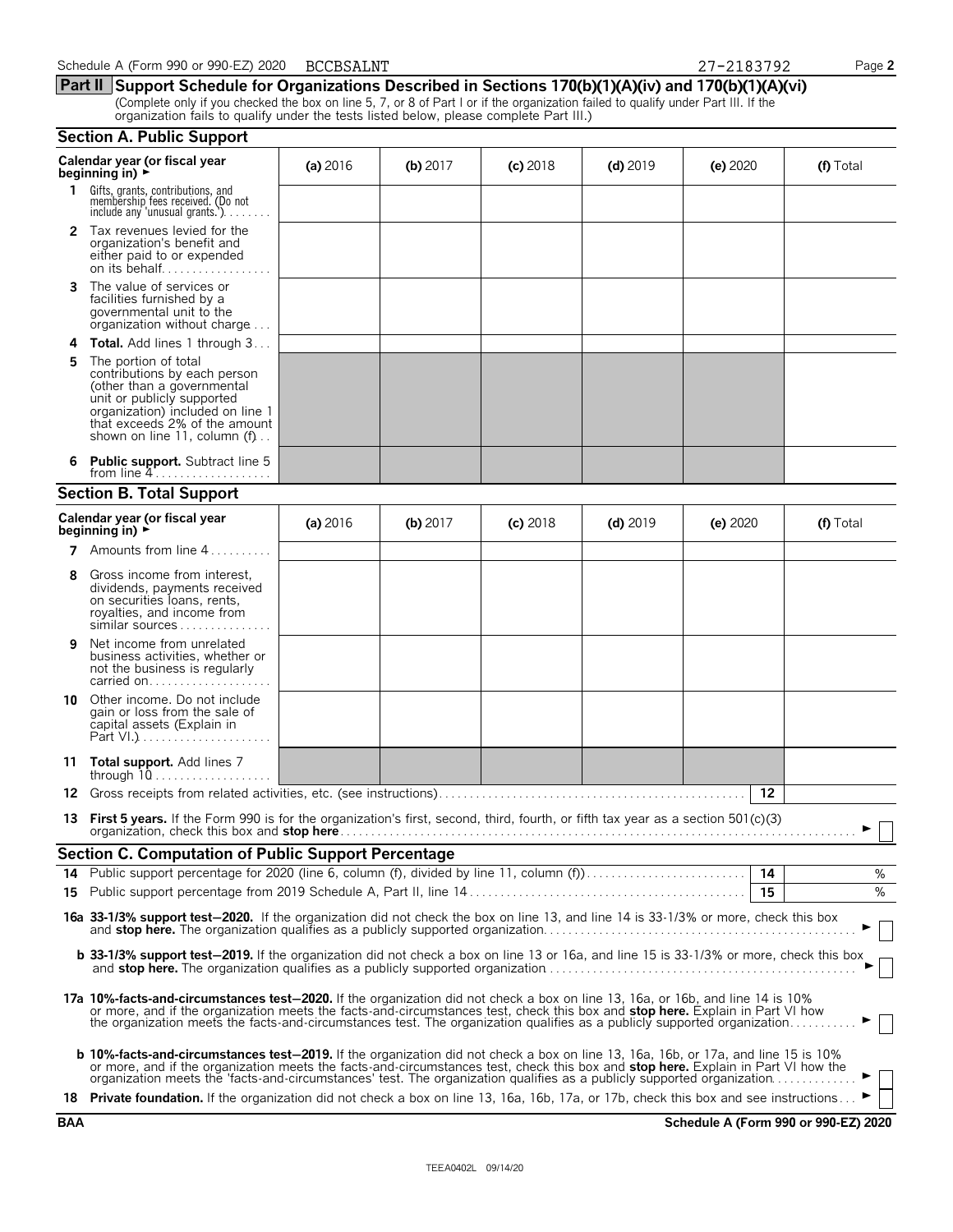Schedule A (Form 990 or 990-EZ) 2020 BCCBSALNT 27-2183792

## Part II Support Schedule for Organizations Described in Sections 170(b)(1)(A)(iv) and 170(b)(1)(A)(vi)

(Complete only if you checked the box on line 5, 7, or 8 of Part I or if the organization failed to qualify under Part III. If the organization fails to qualify under the tests listed below, please complete Part III.)

### Section A. Public Support

| Calendar year (or fiscal year beginning in) ► | (a) 2016 | (b) 2017 | (c) 2018 | (d) 2019 | (e) 2020 | (f) Total |
|---|---|---|---|---|---|---|
| 1 Gifts, grants, contributions, and membership fees received. (Do not include any 'unusual grants.') | | | | | | |
| 2 Tax revenues levied for the organization's benefit and either paid to or expended on its behalf | | | | | | |
| 3 The value of services or facilities furnished by a governmental unit to the organization without charge | | | | | | |
| 4 **Total.** Add lines 1 through 3 | | | | | | |
| 5 The portion of total contributions by each person (other than a governmental unit or publicly supported organization) included on line 1 that exceeds 2% of the amount shown on line 11, column (f) | | | | | | |
| 6 **Public support.** Subtract line 5 from line 4 | | | | | | |

### Section B. Total Support

| Calendar year (or fiscal year beginning in) ► | (a) 2016 | (b) 2017 | (c) 2018 | (d) 2019 | (e) 2020 | (f) Total |
|---|---|---|---|---|---|---|
| 7 Amounts from line 4 | | | | | | |
| 8 Gross income from interest, dividends, payments received on securities loans, rents, royalties, and income from similar sources | | | | | | |
| 9 Net income from unrelated business activities, whether or not the business is regularly carried on | | | | | | |
| 10 Other income. Do not include gain or loss from the sale of capital assets (Explain in Part VI.) | | | | | | |
| 11 **Total support.** Add lines 7 through 10 | | | | | | |

12 Gross receipts from related activities, etc. (see instructions) — 12

13 **First 5 years.** If the Form 990 is for the organization's first, second, third, fourth, or fifth tax year as a section 501(c)(3) organization, check this box and **stop here** ► ☐

### Section C. Computation of Public Support Percentage

14 Public support percentage for 2020 (line 6, column (f)), divided by line 11, column (f)) — 14 — %

15 Public support percentage from 2019 Schedule A, Part II, line 14 — 15 — %

**16a 33-1/3% support test–2020.** If the organization did not check the box on line 13, and line 14 is 33-1/3% or more, check this box and **stop here.** The organization qualifies as a publicly supported organization ► ☐

**b 33-1/3% support test–2019.** If the organization did not check a box on line 13 or 16a, and line 15 is 33-1/3% or more, check this box and **stop here.** The organization qualifies as a publicly supported organization ► ☐

**17a 10%-facts-and-circumstances test–2020.** If the organization did not check a box on line 13, 16a, or 16b, and line 14 is 10% or more, and if the organization meets the facts-and-circumstances test, check this box and **stop here.** Explain in Part VI how the organization meets the facts-and-circumstances test. The organization qualifies as a publicly supported organization ► ☐

**b 10%-facts-and-circumstances test–2019.** If the organization did not check a box on line 13, 16a, 16b, or 17a, and line 15 is 10% or more, and if the organization meets the facts-and-circumstances test, check this box and **stop here.** Explain in Part VI how the organization meets the 'facts-and-circumstances' test. The organization qualifies as a publicly supported organization ► ☐

**18 Private foundation.** If the organization did not check a box on line 13, 16a, 16b, 17a, or 17b, check this box and see instructions ► ☐

BAA **Schedule A (Form 990 or 990-EZ) 2020**

TEEA0402L 09/14/20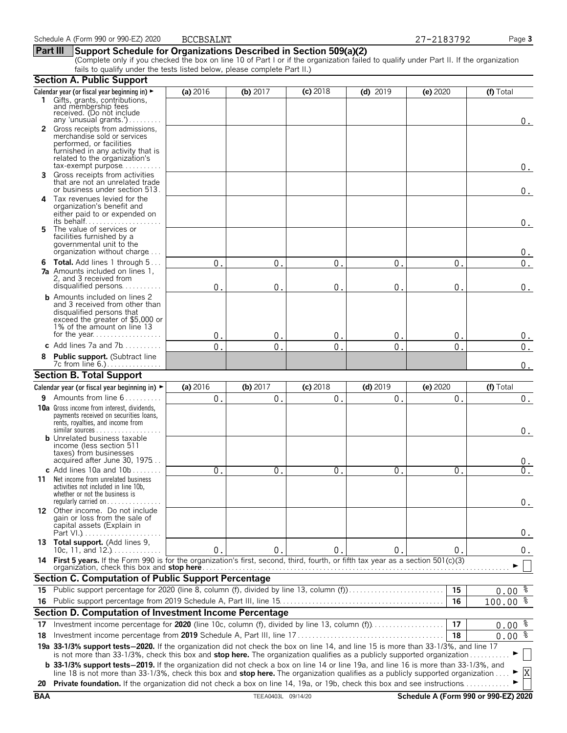Schedule A (Form 990 or 990-EZ) 2020 BCCBSALNT 27-2183792

## Part III Support Schedule for Organizations Described in Section 509(a)(2)

(Complete only if you checked the box on line 10 of Part I or if the organization failed to qualify under Part II. If the organization fails to qualify under the tests listed below, please complete Part II.)

### Section A. Public Support

| Calendar year (or fiscal year beginning in) ► | (a) 2016 | (b) 2017 | (c) 2018 | (d) 2019 | (e) 2020 | (f) Total |
|---|---|---|---|---|---|---|
| **1** Gifts, grants, contributions, and membership fees received. (Do not include any 'unusual grants.') | | | | | | 0. |
| **2** Gross receipts from admissions, merchandise sold or services performed, or facilities furnished in any activity that is related to the organization's tax-exempt purpose | | | | | | 0. |
| **3** Gross receipts from activities that are not an unrelated trade or business under section 513 | | | | | | 0. |
| **4** Tax revenues levied for the organization's benefit and either paid to or expended on its behalf | | | | | | 0. |
| **5** The value of services or facilities furnished by a governmental unit to the organization without charge | | | | | | 0. |
| **6 Total.** Add lines 1 through 5 | 0. | 0. | 0. | 0. | 0. | 0. |
| **7a** Amounts included on lines 1, 2, and 3 received from disqualified persons | 0. | 0. | 0. | 0. | 0. | 0. |
| **b** Amounts included on lines 2 and 3 received from other than disqualified persons that exceed the greater of $5,000 or 1% of the amount on line 13 for the year | 0. | 0. | 0. | 0. | 0. | 0. |
| **c** Add lines 7a and 7b | 0. | 0. | 0. | 0. | 0. | 0. |
| **8 Public support.** (Subtract line 7c from line 6.) | | | | | | 0. |

### Section B. Total Support

| Calendar year (or fiscal year beginning in) ► | (a) 2016 | (b) 2017 | (c) 2018 | (d) 2019 | (e) 2020 | (f) Total |
|---|---|---|---|---|---|---|
| **9** Amounts from line 6 | 0. | 0. | 0. | 0. | 0. | 0. |
| **10a** Gross income from interest, dividends, payments received on securities loans, rents, royalties, and income from similar sources | | | | | | 0. |
| **b** Unrelated business taxable income (less section 511 taxes) from businesses acquired after June 30, 1975 | | | | | | 0. |
| **c** Add lines 10a and 10b | 0. | 0. | 0. | 0. | 0. | 0. |
| **11** Net income from unrelated business activities not included in line 10b, whether or not the business is regularly carried on | | | | | | 0. |
| **12** Other income. Do not include gain or loss from the sale of capital assets (Explain in Part VI.) | | | | | | 0. |
| **13 Total support.** (Add lines 9, 10c, 11, and 12.) | 0. | 0. | 0. | 0. | 0. | 0. |

**14 First 5 years.** If the Form 990 is for the organization's first, second, third, fourth, or fifth tax year as a section 501(c)(3) organization, check this box and **stop here** ► ☐

### Section C. Computation of Public Support Percentage

| | | | |
|---|---|---|---|
| **15** | Public support percentage for 2020 (line 8, column (f), divided by line 13, column (f)) | 15 | 0.00 % |
| **16** | Public support percentage from 2019 Schedule A, Part III, line 15 | 16 | 100.00 % |

### Section D. Computation of Investment Income Percentage

| | | | |
|---|---|---|---|
| **17** | Investment income percentage for **2020** (line 10c, column (f), divided by line 13, column (f)) | 17 | 0.00 % |
| **18** | Investment income percentage from **2019** Schedule A, Part III, line 17 | 18 | 0.00 % |

**19a 33-1/3% support tests—2020.** If the organization did not check the box on line 14, and line 15 is more than 33-1/3%, and line 17 is not more than 33-1/3%, check this box and **stop here.** The organization qualifies as a publicly supported organization ► ☐

**b 33-1/3% support tests—2019.** If the organization did not check a box on line 14 or line 19a, and line 16 is more than 33-1/3%, and line 18 is not more than 33-1/3%, check this box and **stop here.** The organization qualifies as a publicly supported organization ► ☒

**20 Private foundation.** If the organization did not check a box on line 14, 19a, or 19b, check this box and see instructions ► ☐

BAA TEEA0403L 09/14/20 **Schedule A (Form 990 or 990-EZ) 2020**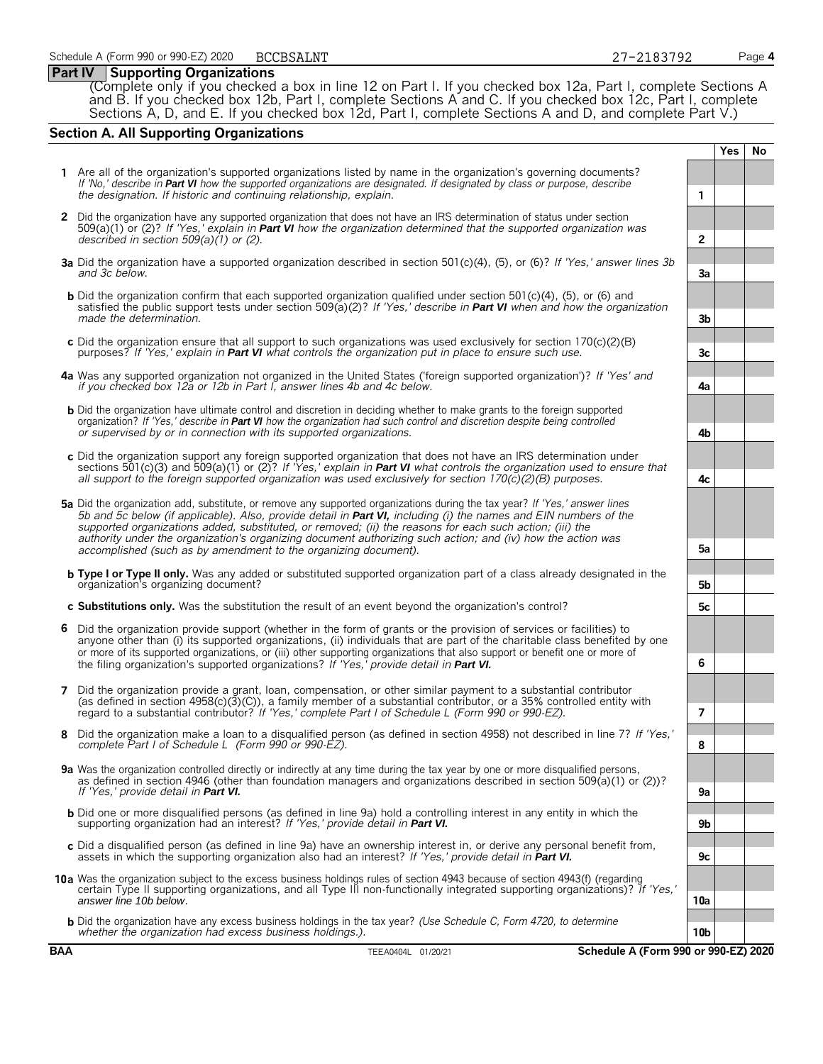## Part IV Supporting Organizations

(Complete only if you checked a box in line 12 on Part I. If you checked box 12a, Part I, complete Sections A and B. If you checked box 12b, Part I, complete Sections A and C. If you checked box 12c, Part I, complete Sections A, D, and E. If you checked box 12d, Part I, complete Sections A and D, and complete Part V.)

### Section A. All Supporting Organizations

| | | | Yes | No |
|---|---|---|---|---|
| **1** | Are all of the organization's supported organizations listed by name in the organization's governing documents? *If 'No,' describe in **Part VI** how the supported organizations are designated. If designated by class or purpose, describe the designation. If historic and continuing relationship, explain.* | **1** | | |
| **2** | Did the organization have any supported organization that does not have an IRS determination of status under section 509(a)(1) or (2)? *If 'Yes,' explain in **Part VI** how the organization determined that the supported organization was described in section 509(a)(1) or (2).* | **2** | | |
| **3a** | Did the organization have a supported organization described in section 501(c)(4), (5), or (6)? *If 'Yes,' answer lines 3b and 3c below.* | **3a** | | |
| **b** | Did the organization confirm that each supported organization qualified under section 501(c)(4), (5), or (6) and satisfied the public support tests under section 509(a)(2)? *If 'Yes,' describe in **Part VI** when and how the organization made the determination.* | **3b** | | |
| **c** | Did the organization ensure that all support to such organizations was used exclusively for section 170(c)(2)(B) purposes? *If 'Yes,' explain in **Part VI** what controls the organization put in place to ensure such use.* | **3c** | | |
| **4a** | Was any supported organization not organized in the United States ('foreign supported organization')? *If 'Yes' and if you checked box 12a or 12b in Part I, answer lines 4b and 4c below.* | **4a** | | |
| **b** | Did the organization have ultimate control and discretion in deciding whether to make grants to the foreign supported organization? *If 'Yes,' describe in **Part VI** how the organization had such control and discretion despite being controlled or supervised by or in connection with its supported organizations.* | **4b** | | |
| **c** | Did the organization support any foreign supported organization that does not have an IRS determination under sections 501(c)(3) and 509(a)(1) or (2)? *If 'Yes,' explain in **Part VI** what controls the organization used to ensure that all support to the foreign supported organization was used exclusively for section 170(c)(2)(B) purposes.* | **4c** | | |
| **5a** | Did the organization add, substitute, or remove any supported organizations during the tax year? *If 'Yes,' answer lines 5b and 5c below (if applicable). Also, provide detail in **Part VI,** including (i) the names and EIN numbers of the supported organizations added, substituted, or removed; (ii) the reasons for each such action; (iii) the authority under the organization's organizing document authorizing such action; and (iv) how the action was accomplished (such as by amendment to the organizing document).* | **5a** | | |
| **b** | **Type I or Type II only.** Was any added or substituted supported organization part of a class already designated in the organization's organizing document? | **5b** | | |
| **c** | **Substitutions only.** Was the substitution the result of an event beyond the organization's control? | **5c** | | |
| **6** | Did the organization provide support (whether in the form of grants or the provision of services or facilities) to anyone other than (i) its supported organizations, (ii) individuals that are part of the charitable class benefited by one or more of its supported organizations, or (iii) other supporting organizations that also support or benefit one or more of the filing organization's supported organizations? *If 'Yes,' provide detail in **Part VI.*** | **6** | | |
| **7** | Did the organization provide a grant, loan, compensation, or other similar payment to a substantial contributor (as defined in section 4958(c)(3)(C)), a family member of a substantial contributor, or a 35% controlled entity with regard to a substantial contributor? *If 'Yes,' complete Part I of Schedule L (Form 990 or 990-EZ).* | **7** | | |
| **8** | Did the organization make a loan to a disqualified person (as defined in section 4958) not described in line 7? *If 'Yes,' complete Part I of Schedule L (Form 990 or 990-EZ).* | **8** | | |
| **9a** | Was the organization controlled directly or indirectly at any time during the tax year by one or more disqualified persons, as defined in section 4946 (other than foundation managers and organizations described in section 509(a)(1) or (2))? *If 'Yes,' provide detail in **Part VI.*** | **9a** | | |
| **b** | Did one or more disqualified persons (as defined in line 9a) hold a controlling interest in any entity in which the supporting organization had an interest? *If 'Yes,' provide detail in **Part VI.*** | **9b** | | |
| **c** | Did a disqualified person (as defined in line 9a) have an ownership interest in, or derive any personal benefit from, assets in which the supporting organization also had an interest? *If 'Yes,' provide detail in **Part VI.*** | **9c** | | |
| **10a** | Was the organization subject to the excess business holdings rules of section 4943 because of section 4943(f) (regarding certain Type II supporting organizations, and all Type III non-functionally integrated supporting organizations)? *If 'Yes,' answer line 10b below.* | **10a** | | |
| **b** | Did the organization have any excess business holdings in the tax year? *(Use Schedule C, Form 4720, to determine whether the organization had excess business holdings.).* | **10b** | | |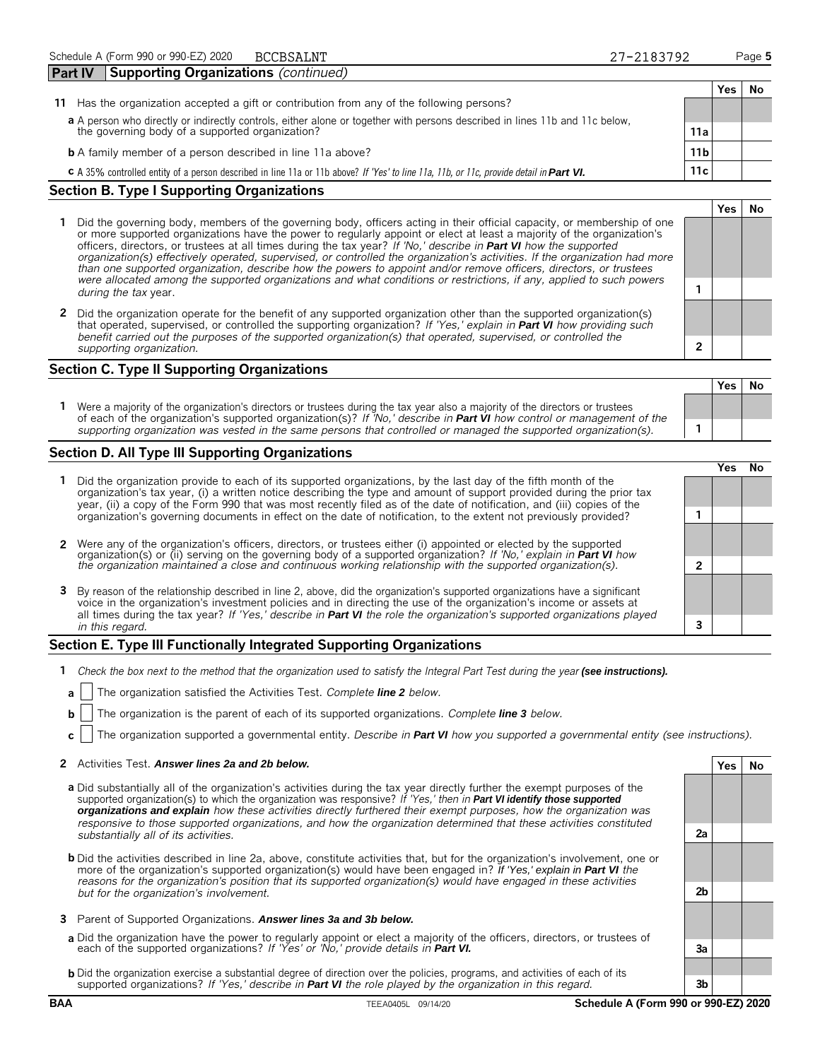Schedule A (Form 990 or 990-EZ) 2020 BCCBSALNT 27-2183792

## Part IV Supporting Organizations *(continued)*

| | | | Yes | No |
|---|---|---|---|---|
| **11** | Has the organization accepted a gift or contribution from any of the following persons? | | | |
| **a** | A person who directly or indirectly controls, either alone or together with persons described in lines 11b and 11c below, the governing body of a supported organization? | **11a** | | |
| **b** | A family member of a person described in line 11a above? | **11b** | | |
| **c** | A 35% controlled entity of a person described in line 11a or 11b above? *If 'Yes' to line 11a, 11b, or 11c, provide detail in* ***Part VI.*** | **11c** | | |

### Section B. Type I Supporting Organizations

| | | | Yes | No |
|---|---|---|---|---|
| **1** | Did the governing body, members of the governing body, officers acting in their official capacity, or membership of one or more supported organizations have the power to regularly appoint or elect at least a majority of the organization's officers, directors, or trustees at all times during the tax year? *If 'No,' describe in* ***Part VI*** *how the supported organization(s) effectively operated, supervised, or controlled the organization's activities. If the organization had more than one supported organization, describe how the powers to appoint and/or remove officers, directors, or trustees were allocated among the supported organizations and what conditions or restrictions, if any, applied to such powers during the tax* year. | **1** | | |
| **2** | Did the organization operate for the benefit of any supported organization other than the supported organization(s) that operated, supervised, or controlled the supporting organization? *If 'Yes,' explain in* ***Part VI*** *how providing such benefit carried out the purposes of the supported organization(s) that operated, supervised, or controlled the supporting organization.* | **2** | | |

### Section C. Type II Supporting Organizations

| | | | Yes | No |
|---|---|---|---|---|
| **1** | Were a majority of the organization's directors or trustees during the tax year also a majority of the directors or trustees of each of the organization's supported organization(s)? *If 'No,' describe in* ***Part VI*** *how control or management of the supporting organization was vested in the same persons that controlled or managed the supported organization(s).* | **1** | | |

### Section D. All Type III Supporting Organizations

| | | | Yes | No |
|---|---|---|---|---|
| **1** | Did the organization provide to each of its supported organizations, by the last day of the fifth month of the organization's tax year, (i) a written notice describing the type and amount of support provided during the prior tax year, (ii) a copy of the Form 990 that was most recently filed as of the date of notification, and (iii) copies of the organization's governing documents in effect on the date of notification, to the extent not previously provided? | **1** | | |
| **2** | Were any of the organization's officers, directors, or trustees either (i) appointed or elected by the supported organization(s) or (ii) serving on the governing body of a supported organization? *If 'No,' explain in* ***Part VI*** *how the organization maintained a close and continuous working relationship with the supported organization(s).* | **2** | | |
| **3** | By reason of the relationship described in line 2, above, did the organization's supported organizations have a significant voice in the organization's investment policies and in directing the use of the organization's income or assets at all times during the tax year? *If 'Yes,' describe in* ***Part VI*** *the role the organization's supported organizations played in this regard.* | **3** | | |

### Section E. Type III Functionally Integrated Supporting Organizations

**1** *Check the box next to the method that the organization used to satisfy the Integral Part Test during the year* ***(see instructions).***

- **a** ☐ The organization satisfied the Activities Test. *Complete* ***line 2*** *below.*
- **b** ☐ The organization is the parent of each of its supported organizations. *Complete* ***line 3*** *below.*
- **c** ☐ The organization supported a governmental entity. *Describe in* ***Part VI*** *how you supported a governmental entity (see instructions).*

| | | | Yes | No |
|---|---|---|---|---|
| **2** | Activities Test. ***Answer lines 2a and 2b below.*** | | | |
| **a** | Did substantially all of the organization's activities during the tax year directly further the exempt purposes of the supported organization(s) to which the organization was responsive? *If 'Yes,' then in* ***Part VI identify those supported organizations and explain*** *how these activities directly furthered their exempt purposes, how the organization was responsive to those supported organizations, and how the organization determined that these activities constituted substantially all of its activities.* | **2a** | | |
| **b** | Did the activities described in line 2a, above, constitute activities that, but for the organization's involvement, one or more of the organization's supported organization(s) would have been engaged in? *If 'Yes,' explain in* ***Part VI*** *the reasons for the organization's position that its supported organization(s) would have engaged in these activities but for the organization's involvement.* | **2b** | | |
| **3** | Parent of Supported Organizations. ***Answer lines 3a and 3b below.*** | | | |
| **a** | Did the organization have the power to regularly appoint or elect a majority of the officers, directors, or trustees of each of the supported organizations? *If 'Yes' or 'No,' provide details in* ***Part VI.*** | **3a** | | |
| **b** | Did the organization exercise a substantial degree of direction over the policies, programs, and activities of each of its supported organizations? *If 'Yes,' describe in* ***Part VI*** *the role played by the organization in this regard.* | **3b** | | |

BAA TEEA0405L 09/14/20 **Schedule A (Form 990 or 990-EZ) 2020**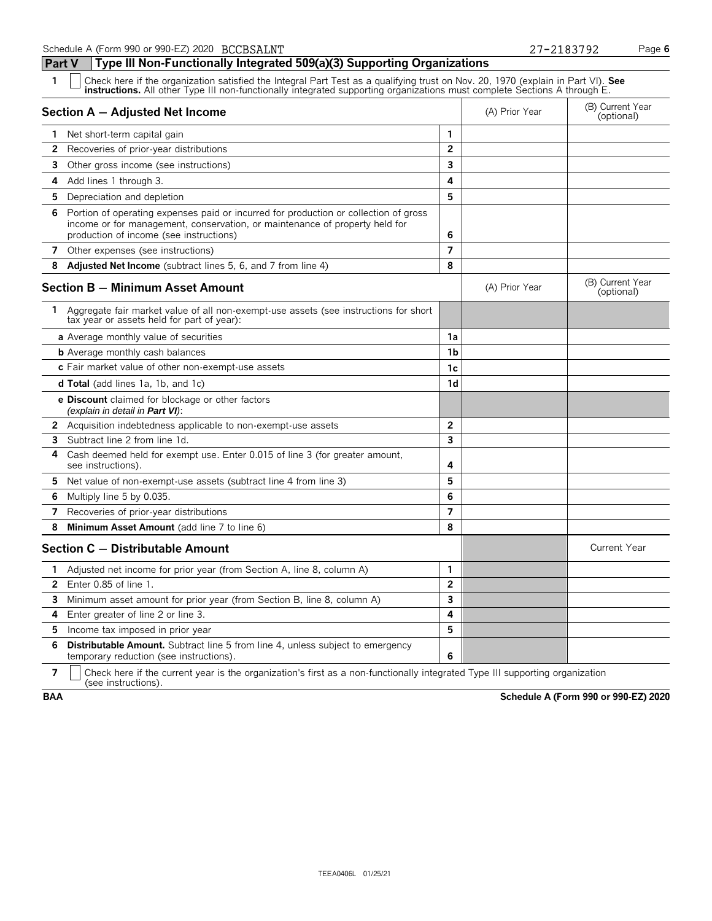## Part V — Type III Non-Functionally Integrated 509(a)(3) Supporting Organizations

**1** ☐ Check here if the organization satisfied the Integral Part Test as a qualifying trust on Nov. 20, 1970 (explain in Part VI). **See instructions.** All other Type III non-functionally integrated supporting organizations must complete Sections A through E.

| **Section A — Adjusted Net Income** | | (A) Prior Year | (B) Current Year (optional) |
|---|---|---|---|
| **1** Net short-term capital gain | 1 | | |
| **2** Recoveries of prior-year distributions | 2 | | |
| **3** Other gross income (see instructions) | 3 | | |
| **4** Add lines 1 through 3. | 4 | | |
| **5** Depreciation and depletion | 5 | | |
| **6** Portion of operating expenses paid or incurred for production or collection of gross income or for management, conservation, or maintenance of property held for production of income (see instructions) | 6 | | |
| **7** Other expenses (see instructions) | 7 | | |
| **8** **Adjusted Net Income** (subtract lines 5, 6, and 7 from line 4) | 8 | | |

| **Section B — Minimum Asset Amount** | | (A) Prior Year | (B) Current Year (optional) |
|---|---|---|---|
| **1** Aggregate fair market value of all non-exempt-use assets (see instructions for short tax year or assets held for part of year): | | | |
| **a** Average monthly value of securities | 1a | | |
| **b** Average monthly cash balances | 1b | | |
| **c** Fair market value of other non-exempt-use assets | 1c | | |
| **d Total** (add lines 1a, 1b, and 1c) | 1d | | |
| **e Discount** claimed for blockage or other factors *(explain in detail in* ***Part VI****)*: | | | |
| **2** Acquisition indebtedness applicable to non-exempt-use assets | 2 | | |
| **3** Subtract line 2 from line 1d. | 3 | | |
| **4** Cash deemed held for exempt use. Enter 0.015 of line 3 (for greater amount, see instructions). | 4 | | |
| **5** Net value of non-exempt-use assets (subtract line 4 from line 3) | 5 | | |
| **6** Multiply line 5 by 0.035. | 6 | | |
| **7** Recoveries of prior-year distributions | 7 | | |
| **8** **Minimum Asset Amount** (add line 7 to line 6) | 8 | | |

| **Section C — Distributable Amount** | | | Current Year |
|---|---|---|---|
| **1** Adjusted net income for prior year (from Section A, line 8, column A) | 1 | | |
| **2** Enter 0.85 of line 1. | 2 | | |
| **3** Minimum asset amount for prior year (from Section B, line 8, column A) | 3 | | |
| **4** Enter greater of line 2 or line 3. | 4 | | |
| **5** Income tax imposed in prior year | 5 | | |
| **6** **Distributable Amount.** Subtract line 5 from line 4, unless subject to emergency temporary reduction (see instructions). | 6 | | |

**7** ☐ Check here if the current year is the organization's first as a non-functionally integrated Type III supporting organization (see instructions).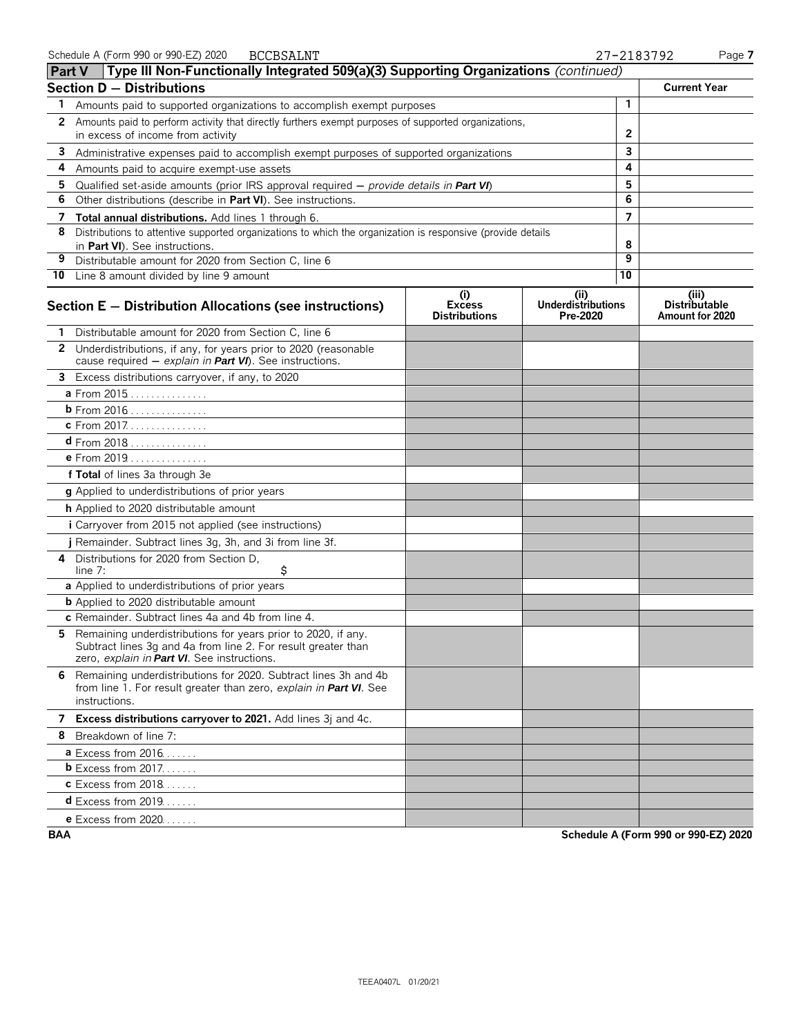## Part V Type III Non-Functionally Integrated 509(a)(3) Supporting Organizations *(continued)*

### Section D — Distributions

| | | | Current Year |
|---|---|---|---|
| 1 | Amounts paid to supported organizations to accomplish exempt purposes | 1 | |
| 2 | Amounts paid to perform activity that directly furthers exempt purposes of supported organizations, in excess of income from activity | 2 | |
| 3 | Administrative expenses paid to accomplish exempt purposes of supported organizations | 3 | |
| 4 | Amounts paid to acquire exempt-use assets | 4 | |
| 5 | Qualified set-aside amounts (prior IRS approval required — *provide details in* ***Part VI***) | 5 | |
| 6 | Other distributions (describe in **Part VI**). See instructions. | 6 | |
| 7 | **Total annual distributions.** Add lines 1 through 6. | 7 | |
| 8 | Distributions to attentive supported organizations to which the organization is responsive (provide details in **Part VI**). See instructions. | 8 | |
| 9 | Distributable amount for 2020 from Section C, line 6 | 9 | |
| 10 | Line 8 amount divided by line 9 amount | 10 | |

### Section E — Distribution Allocations (see instructions)

| | (i) Excess Distributions | (ii) Underdistributions Pre-2020 | (iii) Distributable Amount for 2020 |
|---|---|---|---|
| **1** Distributable amount for 2020 from Section C, line 6 | | | |
| **2** Underdistributions, if any, for years prior to 2020 (reasonable cause required — *explain in* ***Part VI***). See instructions. | | | |
| **3** Excess distributions carryover, if any, to 2020 | | | |
| **a** From 2015 | | | |
| **b** From 2016 | | | |
| **c** From 2017 | | | |
| **d** From 2018 | | | |
| **e** From 2019 | | | |
| **f Total** of lines 3a through 3e | | | |
| **g** Applied to underdistributions of prior years | | | |
| **h** Applied to 2020 distributable amount | | | |
| **i** Carryover from 2015 not applied (see instructions) | | | |
| **j** Remainder. Subtract lines 3g, 3h, and 3i from line 3f. | | | |
| **4** Distributions for 2020 from Section D, line 7: $ | | | |
| **a** Applied to underdistributions of prior years | | | |
| **b** Applied to 2020 distributable amount | | | |
| **c** Remainder. Subtract lines 4a and 4b from line 4. | | | |
| **5** Remaining underdistributions for years prior to 2020, if any. Subtract lines 3g and 4a from line 2. For result greater than zero, *explain in* ***Part VI***. See instructions. | | | |
| **6** Remaining underdistributions for 2020. Subtract lines 3h and 4b from line 1. For result greater than zero, *explain in* ***Part VI***. See instructions. | | | |
| **7 Excess distributions carryover to 2021.** Add lines 3j and 4c. | | | |
| **8** Breakdown of line 7: | | | |
| **a** Excess from 2016 | | | |
| **b** Excess from 2017 | | | |
| **c** Excess from 2018 | | | |
| **d** Excess from 2019 | | | |
| **e** Excess from 2020 | | | |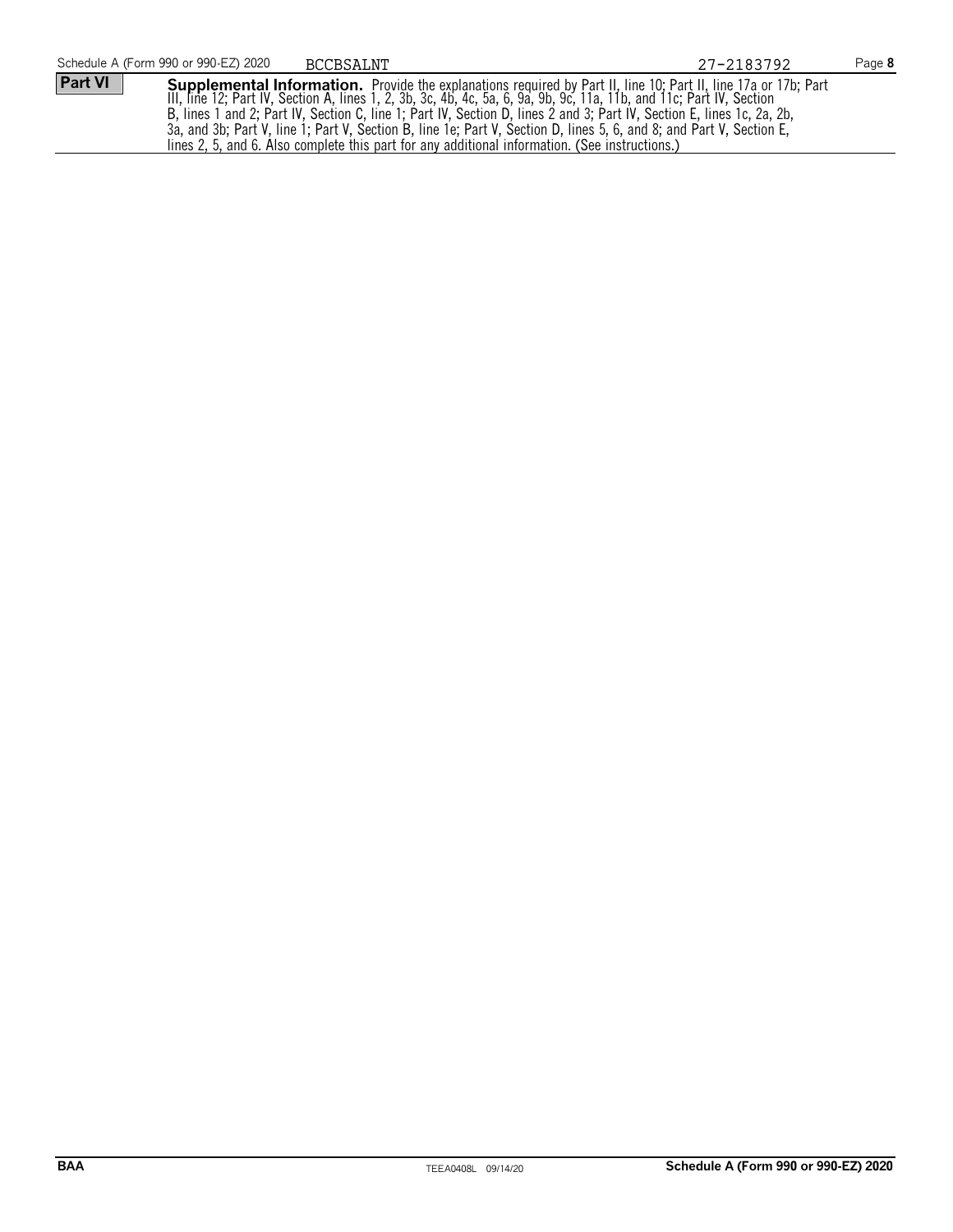**Part VI** **Supplemental Information.** Provide the explanations required by Part II, line 10; Part II, line 17a or 17b; Part III, line 12; Part IV, Section A, lines 1, 2, 3b, 3c, 4b, 4c, 5a, 6, 9a, 9b, 9c, 11a, 11b, and 11c; Part IV, Section B, lines 1 and 2; Part IV, Section C, line 1; Part IV, Section D, lines 2 and 3; Part IV, Section E, lines 1c, 2a, 2b, 3a, and 3b; Part V, line 1; Part V, Section B, line 1e; Part V, Section D, lines 5, 6, and 8; and Part V, Section E, lines 2, 5, and 6. Also complete this part for any additional information. (See instructions.)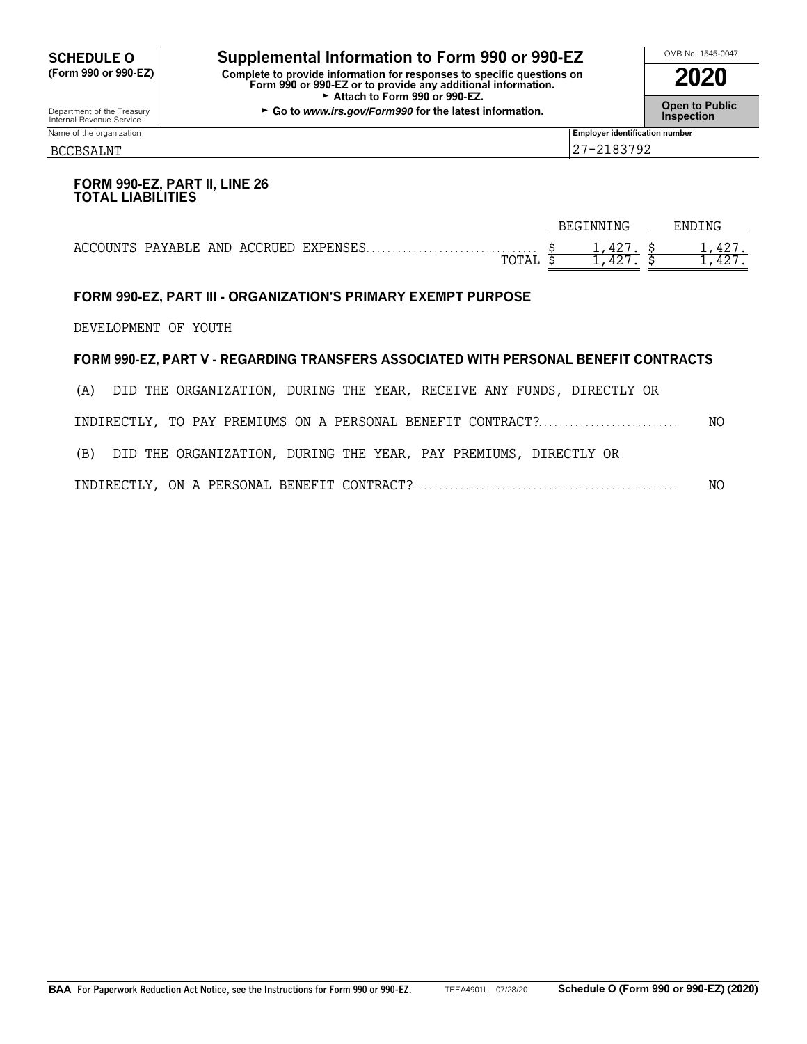**SCHEDULE O**
**(Form 990 or 990-EZ)**

Department of the Treasury
Internal Revenue Service

# Supplemental Information to Form 990 or 990-EZ

**Complete to provide information for responses to specific questions on Form 990 or 990-EZ or to provide any additional information.**
► **Attach to Form 990 or 990-EZ.**
► **Go to *www.irs.gov/Form990* for the latest information.**

OMB No. 1545-0047

**2020**

**Open to Public Inspection**

| Name of the organization | Employer identification number |
|---|---|
| BCCBSALNT | 27-2183792 |

## FORM 990-EZ, PART II, LINE 26
## TOTAL LIABILITIES

| | BEGINNING | ENDING |
|---|---|---|
| ACCOUNTS PAYABLE AND ACCRUED EXPENSES | $ 1,427. | $ 1,427. |
| TOTAL | $ 1,427. | $ 1,427. |

## FORM 990-EZ, PART III - ORGANIZATION'S PRIMARY EXEMPT PURPOSE

DEVELOPMENT OF YOUTH

## FORM 990-EZ, PART V - REGARDING TRANSFERS ASSOCIATED WITH PERSONAL BENEFIT CONTRACTS

(A) DID THE ORGANIZATION, DURING THE YEAR, RECEIVE ANY FUNDS, DIRECTLY OR INDIRECTLY, TO PAY PREMIUMS ON A PERSONAL BENEFIT CONTRACT? NO

(B) DID THE ORGANIZATION, DURING THE YEAR, PAY PREMIUMS, DIRECTLY OR INDIRECTLY, ON A PERSONAL BENEFIT CONTRACT? NO

**BAA For Paperwork Reduction Act Notice, see the Instructions for Form 990 or 990-EZ.** TEEA4901L 07/28/20 **Schedule O (Form 990 or 990-EZ) (2020)**